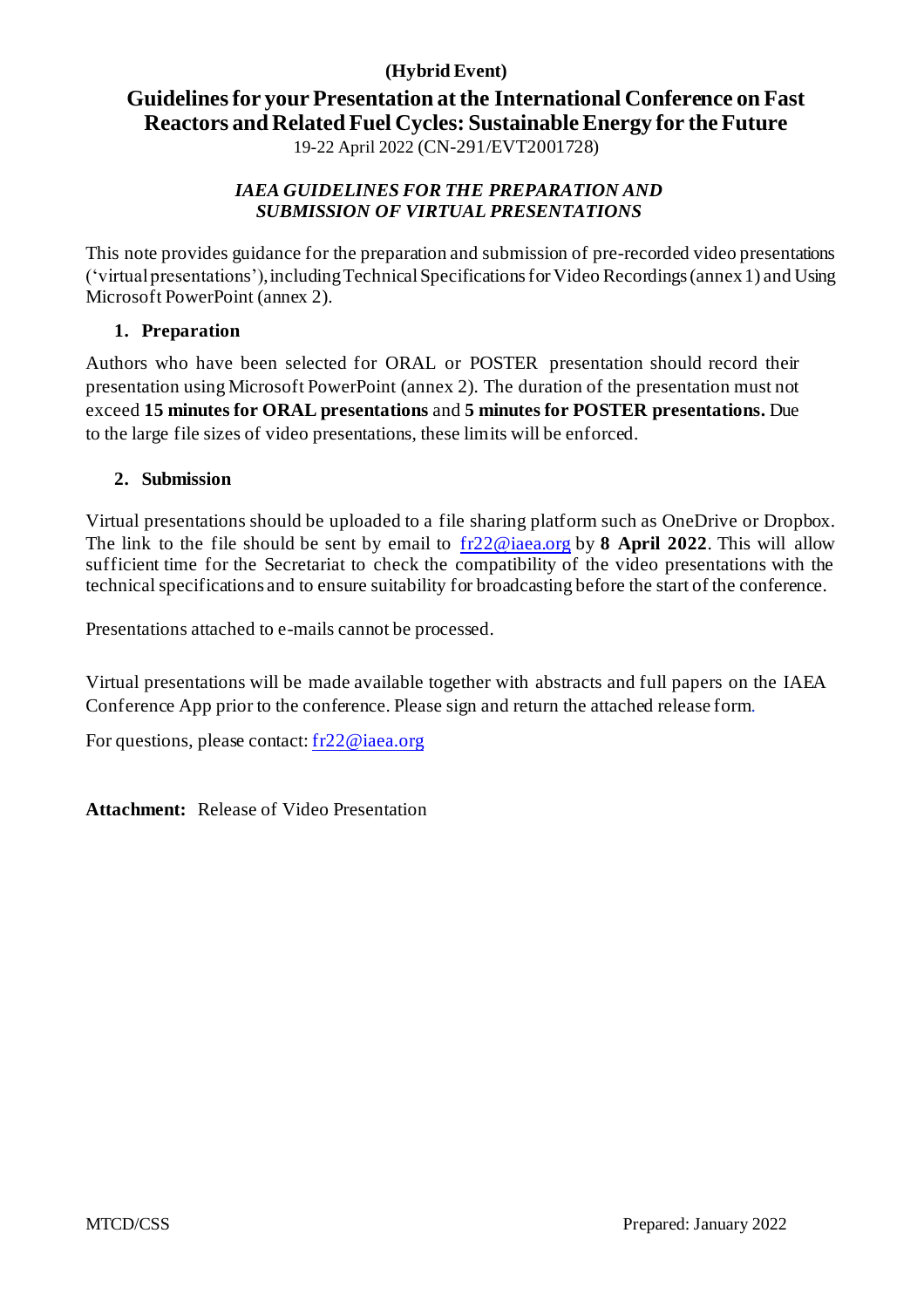**(Hybrid Event)**

# Guidelines for your Presentation at the International Conference on Fast Reactors and Related Fuel Cycles: Sustainable Energy for the Future

19-22 April 2022 (CN-291/EVT2001728)

***IAEA GUIDELINES FOR THE PREPARATION AND SUBMISSION OF VIRTUAL PRESENTATIONS***

This note provides guidance for the preparation and submission of pre-recorded video presentations ('virtual presentations'), including Technical Specifications for Video Recordings (annex 1) and Using Microsoft PowerPoint (annex 2).

## 1. Preparation

Authors who have been selected for ORAL or POSTER presentation should record their presentation using Microsoft PowerPoint (annex 2). The duration of the presentation must not exceed **15 minutes for ORAL presentations** and **5 minutes for POSTER presentations.** Due to the large file sizes of video presentations, these limits will be enforced.

## 2. Submission

Virtual presentations should be uploaded to a file sharing platform such as OneDrive or Dropbox. The link to the file should be sent by email to fr22@iaea.org by **8 April 2022**. This will allow sufficient time for the Secretariat to check the compatibility of the video presentations with the technical specifications and to ensure suitability for broadcasting before the start of the conference.

Presentations attached to e-mails cannot be processed.

Virtual presentations will be made available together with abstracts and full papers on the IAEA Conference App prior to the conference. Please sign and return the attached release form.

For questions, please contact: fr22@iaea.org

**Attachment:** Release of Video Presentation

MTCD/CSS

Prepared: January 2022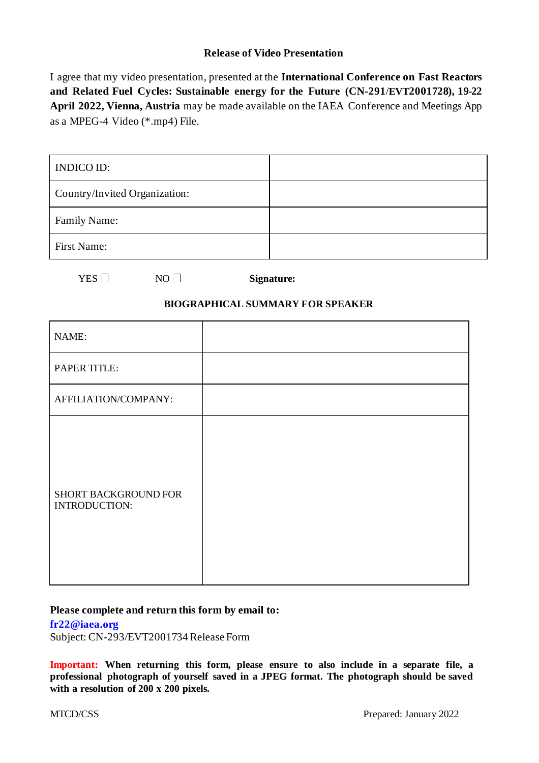### Release of Video Presentation

I agree that my video presentation, presented at the **International Conference on Fast Reactors and Related Fuel Cycles: Sustainable energy for the Future (CN-291/EVT2001728), 19-22 April 2022, Vienna, Austria** may be made available on the IAEA Conference and Meetings App as a MPEG-4 Video (*.mp4) File.

| | |
|---|---|
| INDICO ID: | |
| Country/Invited Organization: | |
| Family Name: | |
| First Name: | |

YES ☐ NO ☐ **Signature:**

### BIOGRAPHICAL SUMMARY FOR SPEAKER

| | |
|---|---|
| NAME: | |
| PAPER TITLE: | |
| AFFILIATION/COMPANY: | |
| SHORT BACKGROUND FOR INTRODUCTION: | |

**Please complete and return this form by email to:**
**fr22@iaea.org**
Subject: CN-293/EVT2001734 Release Form

**Important: When returning this form, please ensure to also include in a separate file, a professional photograph of yourself saved in a JPEG format. The photograph should be saved with a resolution of 200 x 200 pixels.**

MTCD/CSS Prepared: January 2022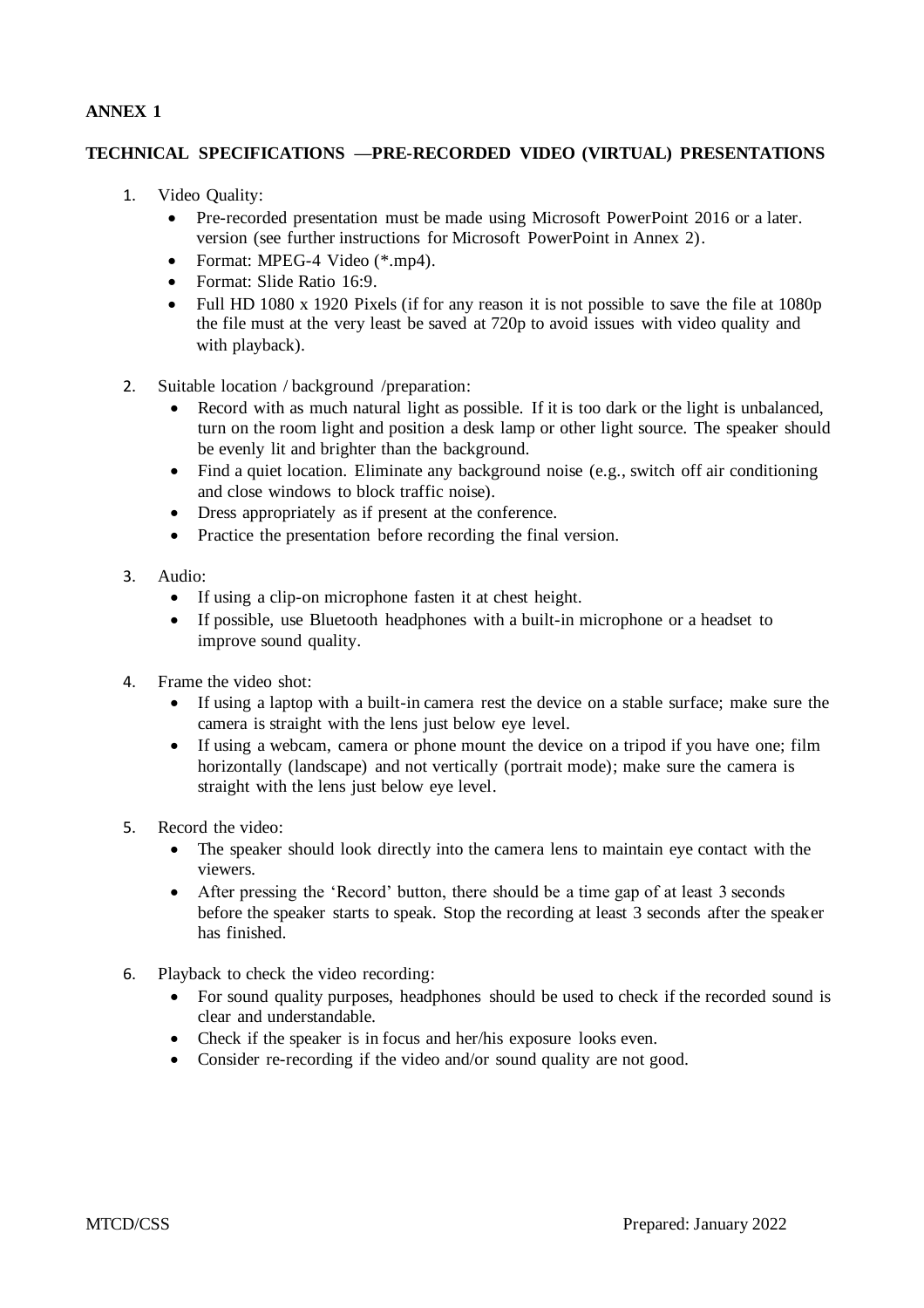**ANNEX 1**

**TECHNICAL SPECIFICATIONS —PRE-RECORDED VIDEO (VIRTUAL) PRESENTATIONS**

1. Video Quality:
   - Pre-recorded presentation must be made using Microsoft PowerPoint 2016 or a later. version (see further instructions for Microsoft PowerPoint in Annex 2).
   - Format: MPEG-4 Video (*.mp4).
   - Format: Slide Ratio 16:9.
   - Full HD 1080 x 1920 Pixels (if for any reason it is not possible to save the file at 1080p the file must at the very least be saved at 720p to avoid issues with video quality and with playback).

2. Suitable location / background /preparation:
   - Record with as much natural light as possible. If it is too dark or the light is unbalanced, turn on the room light and position a desk lamp or other light source. The speaker should be evenly lit and brighter than the background.
   - Find a quiet location. Eliminate any background noise (e.g., switch off air conditioning and close windows to block traffic noise).
   - Dress appropriately as if present at the conference.
   - Practice the presentation before recording the final version.

3. Audio:
   - If using a clip-on microphone fasten it at chest height.
   - If possible, use Bluetooth headphones with a built-in microphone or a headset to improve sound quality.

4. Frame the video shot:
   - If using a laptop with a built-in camera rest the device on a stable surface; make sure the camera is straight with the lens just below eye level.
   - If using a webcam, camera or phone mount the device on a tripod if you have one; film horizontally (landscape) and not vertically (portrait mode); make sure the camera is straight with the lens just below eye level.

5. Record the video:
   - The speaker should look directly into the camera lens to maintain eye contact with the viewers.
   - After pressing the 'Record' button, there should be a time gap of at least 3 seconds before the speaker starts to speak. Stop the recording at least 3 seconds after the speaker has finished.

6. Playback to check the video recording:
   - For sound quality purposes, headphones should be used to check if the recorded sound is clear and understandable.
   - Check if the speaker is in focus and her/his exposure looks even.
   - Consider re-recording if the video and/or sound quality are not good.

MTCD/CSS Prepared: January 2022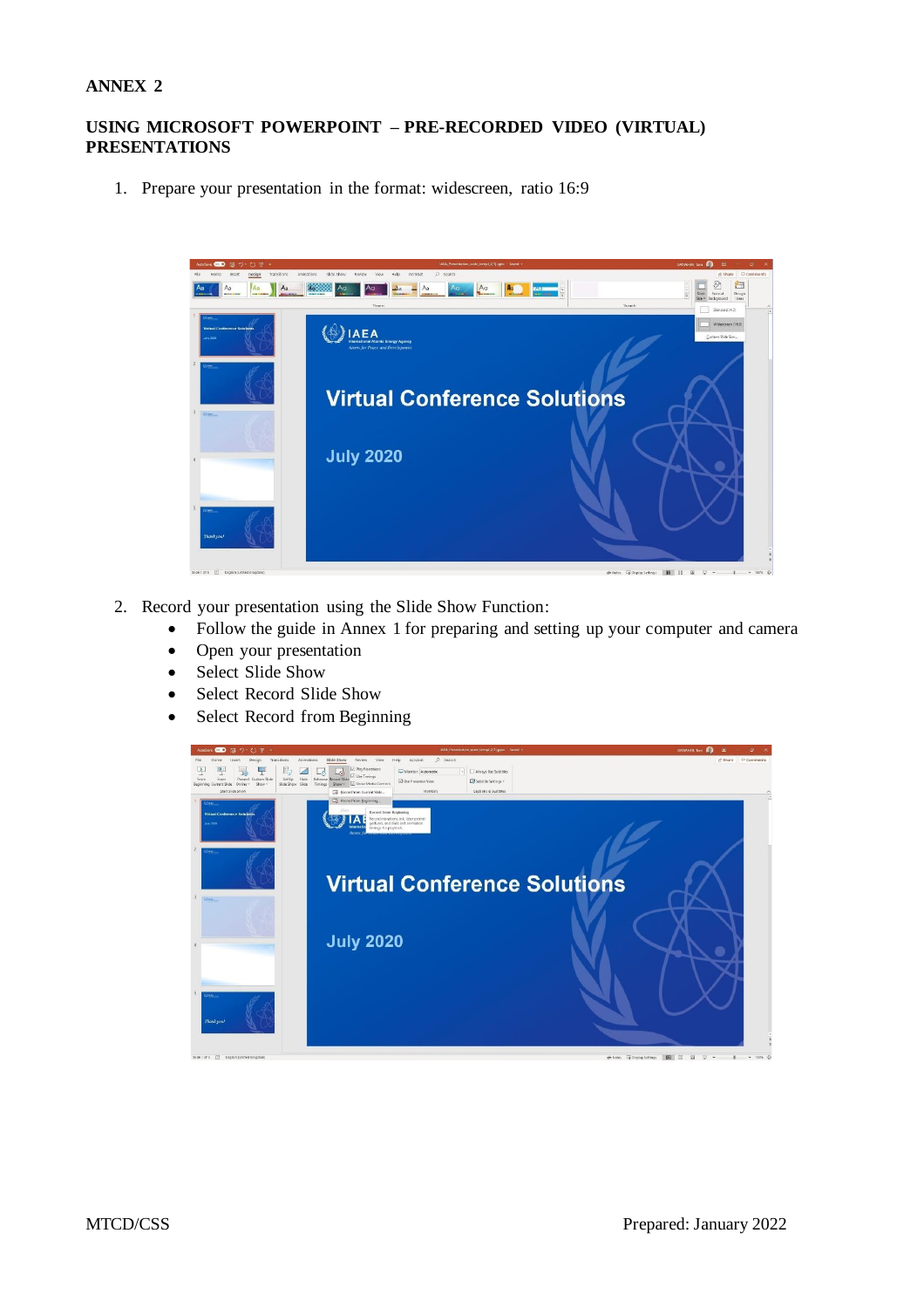**ANNEX 2**

**USING MICROSOFT POWERPOINT – PRE-RECORDED VIDEO (VIRTUAL) PRESENTATIONS**

1. Prepare your presentation in the format: widescreen, ratio 16:9

2. Record your presentation using the Slide Show Function:
   - Follow the guide in Annex 1 for preparing and setting up your computer and camera
   - Open your presentation
   - Select Slide Show
   - Select Record Slide Show
   - Select Record from Beginning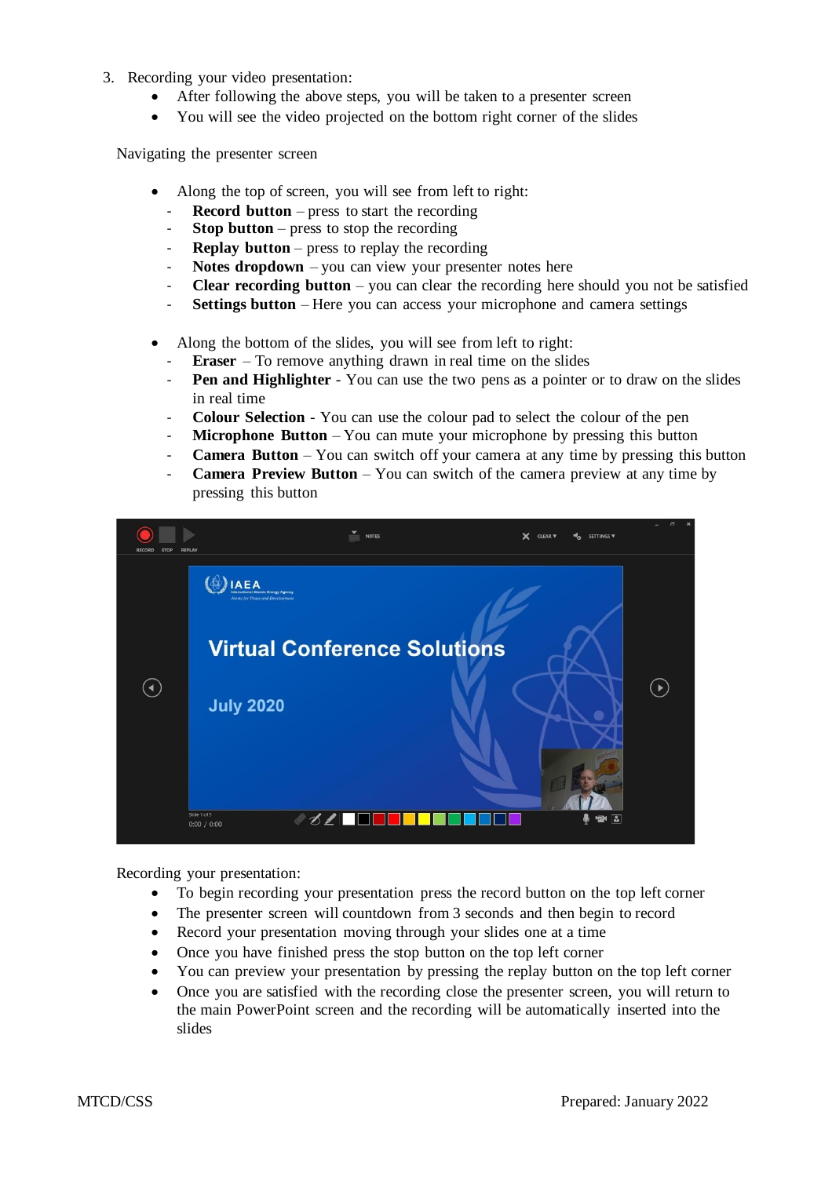3. Recording your video presentation:
    - After following the above steps, you will be taken to a presenter screen
    - You will see the video projected on the bottom right corner of the slides

Navigating the presenter screen

- Along the top of screen, you will see from left to right:
    - **Record button** – press to start the recording
    - **Stop button** – press to stop the recording
    - **Replay button** – press to replay the recording
    - **Notes dropdown** – you can view your presenter notes here
    - **Clear recording button** – you can clear the recording here should you not be satisfied
    - **Settings button** – Here you can access your microphone and camera settings

- Along the bottom of the slides, you will see from left to right:
    - **Eraser** – To remove anything drawn in real time on the slides
    - **Pen and Highlighter** - You can use the two pens as a pointer or to draw on the slides in real time
    - **Colour Selection** - You can use the colour pad to select the colour of the pen
    - **Microphone Button** – You can mute your microphone by pressing this button
    - **Camera Button** – You can switch off your camera at any time by pressing this button
    - **Camera Preview Button** – You can switch of the camera preview at any time by pressing this button

Recording your presentation:

- To begin recording your presentation press the record button on the top left corner
- The presenter screen will countdown from 3 seconds and then begin to record
- Record your presentation moving through your slides one at a time
- Once you have finished press the stop button on the top left corner
- You can preview your presentation by pressing the replay button on the top left corner
- Once you are satisfied with the recording close the presenter screen, you will return to the main PowerPoint screen and the recording will be automatically inserted into the slides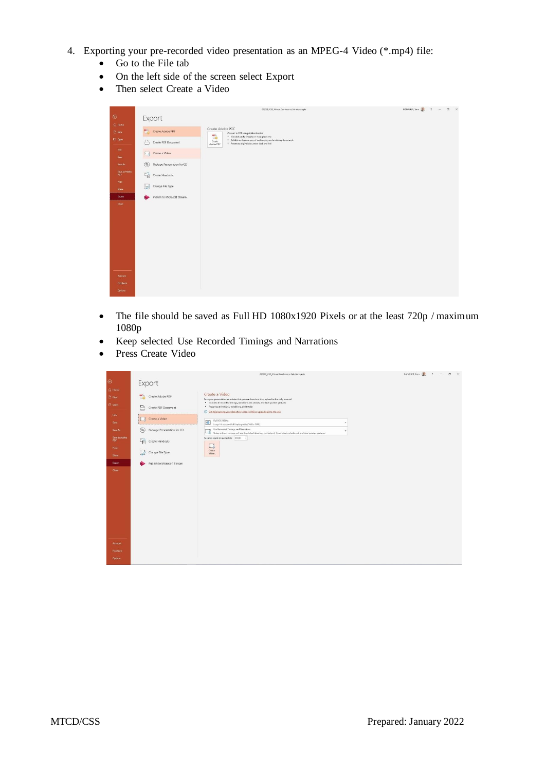4. Exporting your pre-recorded video presentation as an MPEG-4 Video (*.mp4) file:
   - Go to the File tab
   - On the left side of the screen select Export
   - Then select Create a Video

   - The file should be saved as Full HD 1080x1920 Pixels or at the least 720p / maximum 1080p
   - Keep selected Use Recorded Timings and Narrations
   - Press Create Video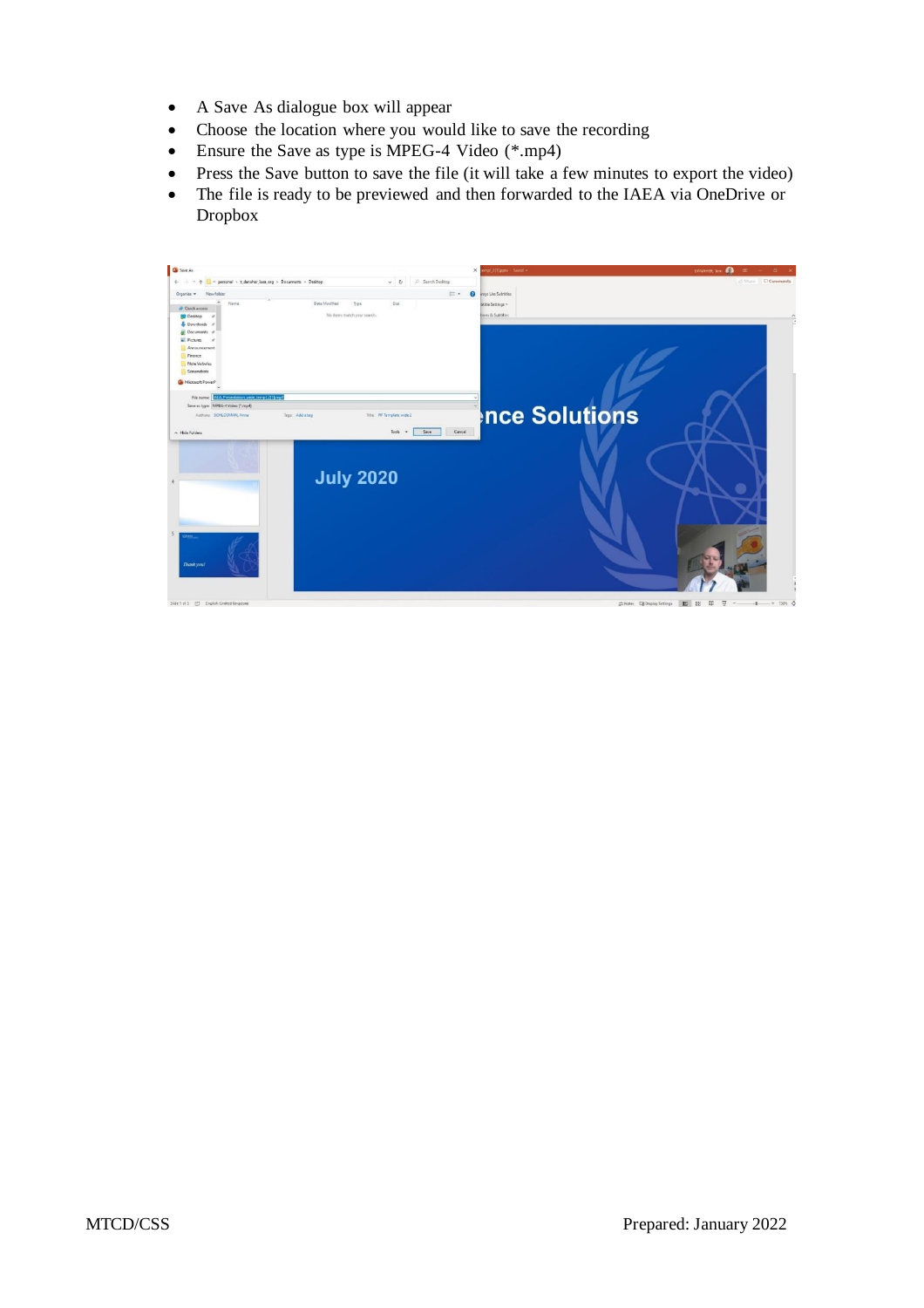- A Save As dialogue box will appear
- Choose the location where you would like to save the recording
- Ensure the Save as type is MPEG-4 Video (*.mp4)
- Press the Save button to save the file (it will take a few minutes to export the video)
- The file is ready to be previewed and then forwarded to the IAEA via OneDrive or Dropbox